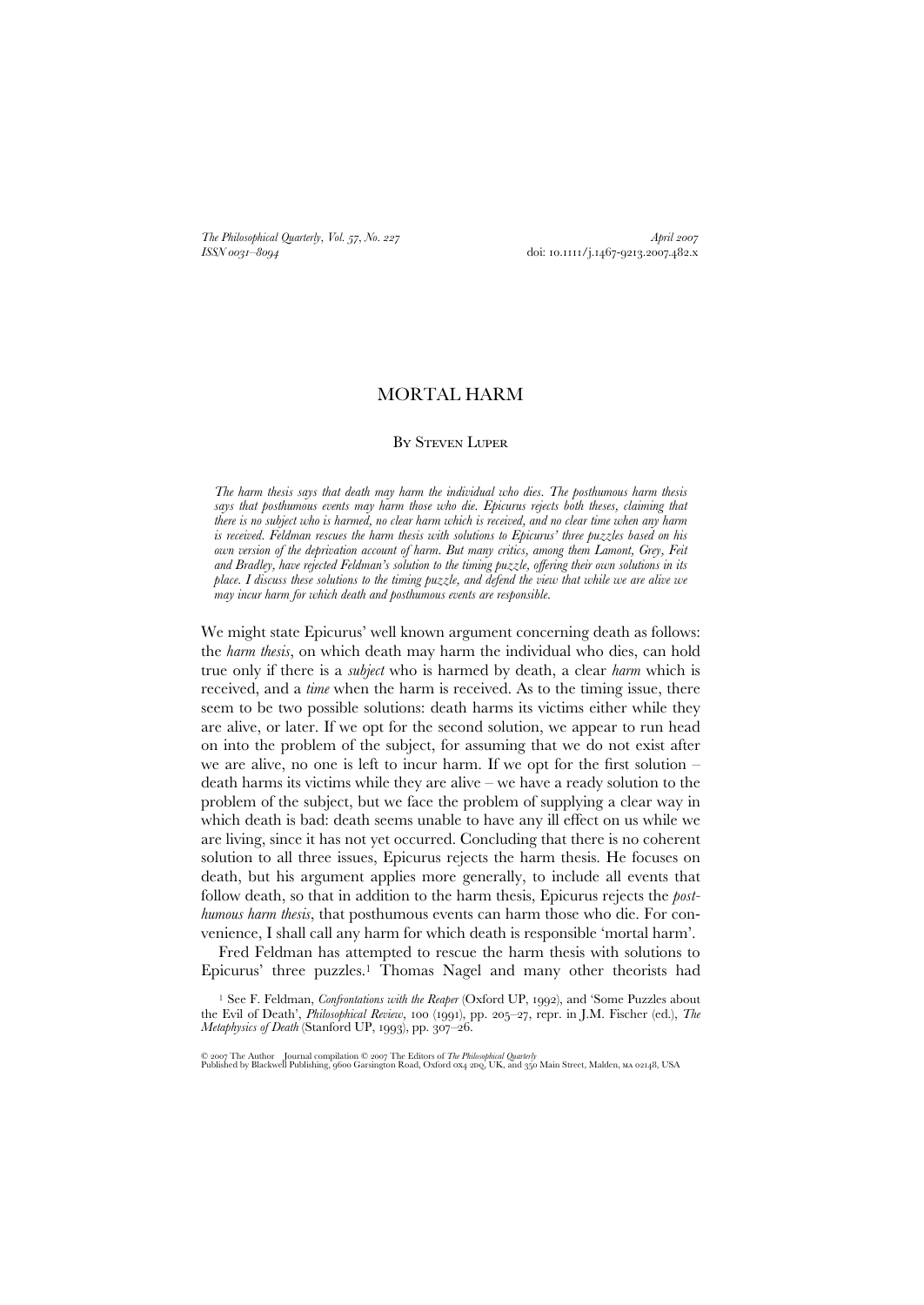# MORTAL HARM

By Steven Luper

*The harm thesis says that death may harm the individual who dies. The posthumous harm thesis says that posthumous events may harm those who die. Epicurus rejects both theses, claiming that there is no subject who is harmed, no clear harm which is received, and no clear time when any harm is received. Feldman rescues the harm thesis with solutions to Epicurus' three puzzles based on his own version of the deprivation account of harm. But many critics, among them Lamont, Grey, Feit and Bradley, have rejected Feldman's solution to the timing puzzle, offering their own solutions in its place. I discuss these solutions to the timing puzzle, and defend the view that while we are alive we may incur harm for which death and posthumous events are responsible.*

We might state Epicurus' well known argument concerning death as follows: the *harm thesis*, on which death may harm the individual who dies, can hold true only if there is a *subject* who is harmed by death, a clear *harm* which is received, and a *time* when the harm is received. As to the timing issue, there seem to be two possible solutions: death harms its victims either while they are alive, or later. If we opt for the second solution, we appear to run head on into the problem of the subject, for assuming that we do not exist after we are alive, no one is left to incur harm. If we opt for the first solution – death harms its victims while they are alive – we have a ready solution to the problem of the subject, but we face the problem of supplying a clear way in which death is bad: death seems unable to have any ill effect on us while we are living, since it has not yet occurred. Concluding that there is no coherent solution to all three issues, Epicurus rejects the harm thesis. He focuses on death, but his argument applies more generally, to include all events that follow death, so that in addition to the harm thesis, Epicurus rejects the *posthumous harm thesis*, that posthumous events can harm those who die. For convenience, I shall call any harm for which death is responsible 'mortal harm'.

Fred Feldman has attempted to rescue the harm thesis with solutions to Epicurus' three puzzles.[1] Thomas Nagel and many other theorists had

[1] See F. Feldman, *Confrontations with the Reaper* (Oxford UP, 1992), and 'Some Puzzles about the Evil of Death', *Philosophical Review*, 100 (1991), pp. 205–27, repr. in J.M. Fischer (ed.), *The Metaphysics of Death* (Stanford UP, 1993), pp. 307–26.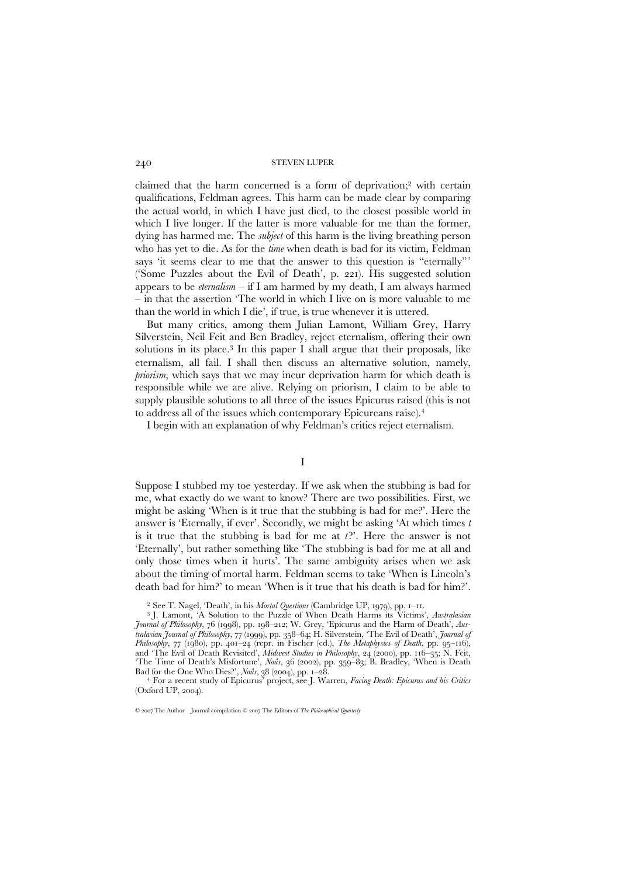claimed that the harm concerned is a form of deprivation;[2] with certain qualifications, Feldman agrees. This harm can be made clear by comparing the actual world, in which I have just died, to the closest possible world in which I live longer. If the latter is more valuable for me than the former, dying has harmed me. The *subject* of this harm is the living breathing person who has yet to die. As for the *time* when death is bad for its victim, Feldman says 'it seems clear to me that the answer to this question is "eternally"' ('Some Puzzles about the Evil of Death', p. 221). His suggested solution appears to be *eternalism* – if I am harmed by my death, I am always harmed – in that the assertion 'The world in which I live on is more valuable to me than the world in which I die', if true, is true whenever it is uttered.

But many critics, among them Julian Lamont, William Grey, Harry Silverstein, Neil Feit and Ben Bradley, reject eternalism, offering their own solutions in its place.[3] In this paper I shall argue that their proposals, like eternalism, all fail. I shall then discuss an alternative solution, namely, *priorism*, which says that we may incur deprivation harm for which death is responsible while we are alive. Relying on priorism, I claim to be able to supply plausible solutions to all three of the issues Epicurus raised (this is not to address all of the issues which contemporary Epicureans raise).[4]

I begin with an explanation of why Feldman's critics reject eternalism.

## I

Suppose I stubbed my toe yesterday. If we ask when the stubbing is bad for me, what exactly do we want to know? There are two possibilities. First, we might be asking 'When is it true that the stubbing is bad for me?'. Here the answer is 'Eternally, if ever'. Secondly, we might be asking 'At which times *t* is it true that the stubbing is bad for me at *t*?'. Here the answer is not 'Eternally', but rather something like 'The stubbing is bad for me at all and only those times when it hurts'. The same ambiguity arises when we ask about the timing of mortal harm. Feldman seems to take 'When is Lincoln's death bad for him?' to mean 'When is it true that his death is bad for him?'.

[2] See T. Nagel, 'Death', in his *Mortal Questions* (Cambridge UP, 1979), pp. 1–11.

[3] J. Lamont, 'A Solution to the Puzzle of When Death Harms its Victims', *Australasian Journal of Philosophy*, 76 (1998), pp. 198–212; W. Grey, 'Epicurus and the Harm of Death', *Australasian Journal of Philosophy*, 77 (1999), pp. 358–64; H. Silverstein, 'The Evil of Death', *Journal of Philosophy*, 77 (1980), pp. 401–24 (repr. in Fischer (ed.), *The Metaphysics of Death*, pp. 95–116), and 'The Evil of Death Revisited', *Midwest Studies in Philosophy*, 24 (2000), pp. 116–35; N. Feit, 'The Time of Death's Misfortune', *Noûs*, 36 (2002), pp. 359–83; B. Bradley, 'When is Death Bad for the One Who Dies?', *Noûs*, 38 (2004), pp. 1–28.

[4] For a recent study of Epicurus' project, see J. Warren, *Facing Death: Epicurus and his Critics* (Oxford UP, 2004).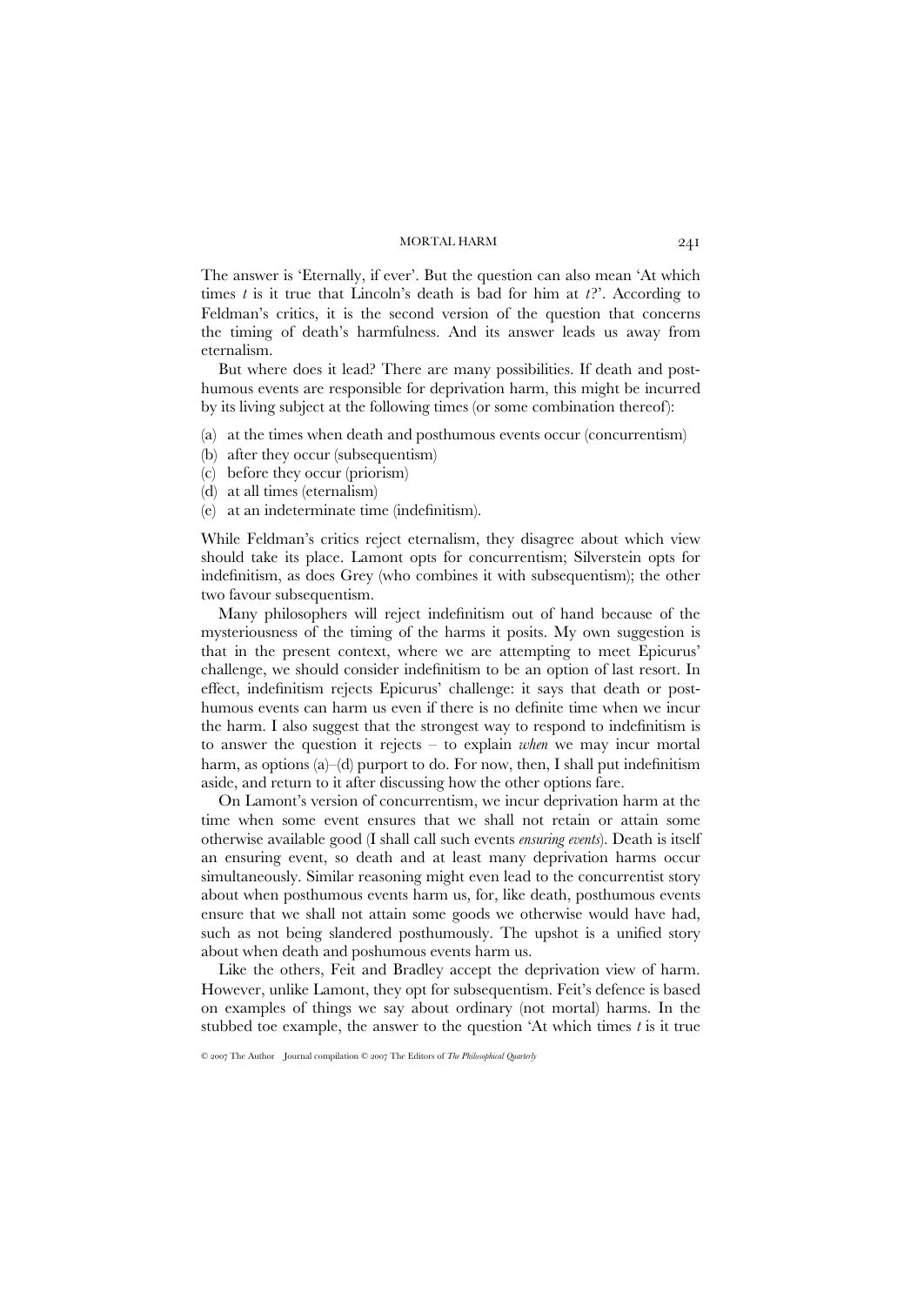The answer is 'Eternally, if ever'. But the question can also mean 'At which times *t* is it true that Lincoln's death is bad for him at *t*?'. According to Feldman's critics, it is the second version of the question that concerns the timing of death's harmfulness. And its answer leads us away from eternalism.

But where does it lead? There are many possibilities. If death and posthumous events are responsible for deprivation harm, this might be incurred by its living subject at the following times (or some combination thereof):

(a) at the times when death and posthumous events occur (concurrentism)
(b) after they occur (subsequentism)
(c) before they occur (priorism)
(d) at all times (eternalism)
(e) at an indeterminate time (indefinitism).

While Feldman's critics reject eternalism, they disagree about which view should take its place. Lamont opts for concurrentism; Silverstein opts for indefinitism, as does Grey (who combines it with subsequentism); the other two favour subsequentism.

Many philosophers will reject indefinitism out of hand because of the mysteriousness of the timing of the harms it posits. My own suggestion is that in the present context, where we are attempting to meet Epicurus' challenge, we should consider indefinitism to be an option of last resort. In effect, indefinitism rejects Epicurus' challenge: it says that death or posthumous events can harm us even if there is no definite time when we incur the harm. I also suggest that the strongest way to respond to indefinitism is to answer the question it rejects – to explain *when* we may incur mortal harm, as options (a)–(d) purport to do. For now, then, I shall put indefinitism aside, and return to it after discussing how the other options fare.

On Lamont's version of concurrentism, we incur deprivation harm at the time when some event ensures that we shall not retain or attain some otherwise available good (I shall call such events *ensuring events*). Death is itself an ensuring event, so death and at least many deprivation harms occur simultaneously. Similar reasoning might even lead to the concurrentist story about when posthumous events harm us, for, like death, posthumous events ensure that we shall not attain some goods we otherwise would have had, such as not being slandered posthumously. The upshot is a unified story about when death and poshumous events harm us.

Like the others, Feit and Bradley accept the deprivation view of harm. However, unlike Lamont, they opt for subsequentism. Feit's defence is based on examples of things we say about ordinary (not mortal) harms. In the stubbed toe example, the answer to the question 'At which times *t* is it true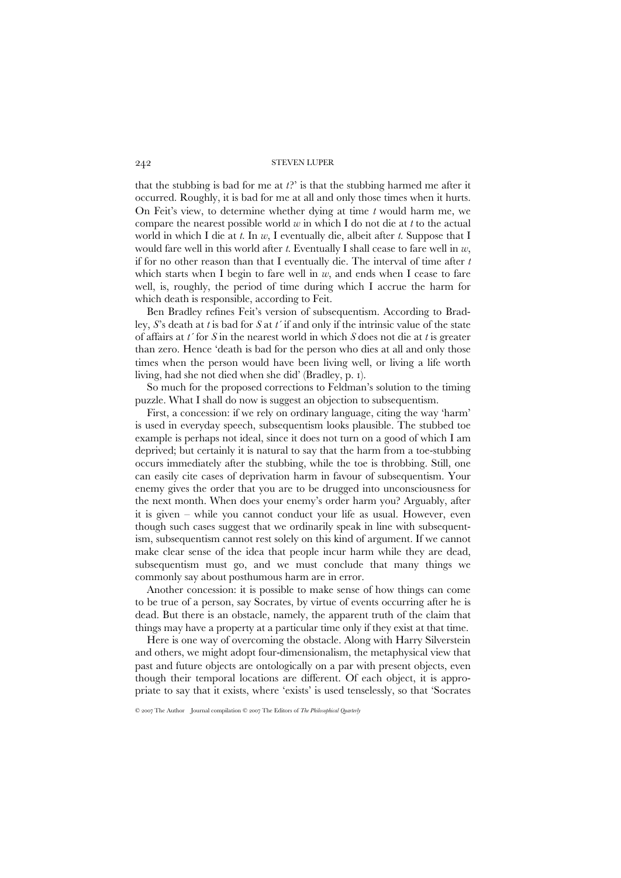that the stubbing is bad for me at *t*?' is that the stubbing harmed me after it occurred. Roughly, it is bad for me at all and only those times when it hurts. On Feit's view, to determine whether dying at time *t* would harm me, we compare the nearest possible world *w* in which I do not die at *t* to the actual world in which I die at *t*. In *w*, I eventually die, albeit after *t*. Suppose that I would fare well in this world after *t*. Eventually I shall cease to fare well in *w*, if for no other reason than that I eventually die. The interval of time after *t* which starts when I begin to fare well in *w*, and ends when I cease to fare well, is, roughly, the period of time during which I accrue the harm for which death is responsible, according to Feit.

Ben Bradley refines Feit's version of subsequentism. According to Bradley, *S*'s death at *t* is bad for *S* at *t´* if and only if the intrinsic value of the state of affairs at *t´* for *S* in the nearest world in which *S* does not die at *t* is greater than zero. Hence 'death is bad for the person who dies at all and only those times when the person would have been living well, or living a life worth living, had she not died when she did' (Bradley, p. 1).

So much for the proposed corrections to Feldman's solution to the timing puzzle. What I shall do now is suggest an objection to subsequentism.

First, a concession: if we rely on ordinary language, citing the way 'harm' is used in everyday speech, subsequentism looks plausible. The stubbed toe example is perhaps not ideal, since it does not turn on a good of which I am deprived; but certainly it is natural to say that the harm from a toe-stubbing occurs immediately after the stubbing, while the toe is throbbing. Still, one can easily cite cases of deprivation harm in favour of subsequentism. Your enemy gives the order that you are to be drugged into unconsciousness for the next month. When does your enemy's order harm you? Arguably, after it is given – while you cannot conduct your life as usual. However, even though such cases suggest that we ordinarily speak in line with subsequentism, subsequentism cannot rest solely on this kind of argument. If we cannot make clear sense of the idea that people incur harm while they are dead, subsequentism must go, and we must conclude that many things we commonly say about posthumous harm are in error.

Another concession: it is possible to make sense of how things can come to be true of a person, say Socrates, by virtue of events occurring after he is dead. But there is an obstacle, namely, the apparent truth of the claim that things may have a property at a particular time only if they exist at that time.

Here is one way of overcoming the obstacle. Along with Harry Silverstein and others, we might adopt four-dimensionalism, the metaphysical view that past and future objects are ontologically on a par with present objects, even though their temporal locations are different. Of each object, it is appropriate to say that it exists, where 'exists' is used tenselessly, so that 'Socrates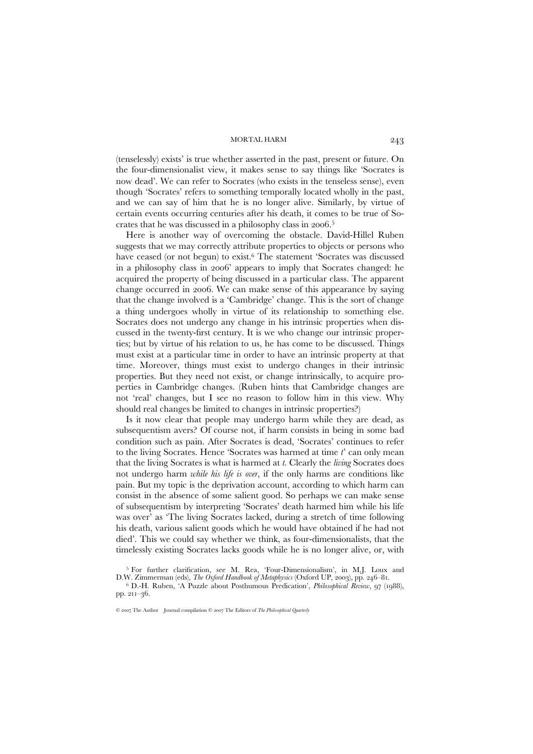(tenselessly) exists' is true whether asserted in the past, present or future. On the four-dimensionalist view, it makes sense to say things like 'Socrates is now dead'. We can refer to Socrates (who exists in the tenseless sense), even though 'Socrates' refers to something temporally located wholly in the past, and we can say of him that he is no longer alive. Similarly, by virtue of certain events occurring centuries after his death, it comes to be true of Socrates that he was discussed in a philosophy class in 2006.[5]

Here is another way of overcoming the obstacle. David-Hillel Ruben suggests that we may correctly attribute properties to objects or persons who have ceased (or not begun) to exist.[6] The statement 'Socrates was discussed in a philosophy class in 2006' appears to imply that Socrates changed: he acquired the property of being discussed in a particular class. The apparent change occurred in 2006. We can make sense of this appearance by saying that the change involved is a 'Cambridge' change. This is the sort of change a thing undergoes wholly in virtue of its relationship to something else. Socrates does not undergo any change in his intrinsic properties when discussed in the twenty-first century. It is we who change our intrinsic properties; but by virtue of his relation to us, he has come to be discussed. Things must exist at a particular time in order to have an intrinsic property at that time. Moreover, things must exist to undergo changes in their intrinsic properties. But they need not exist, or change intrinsically, to acquire properties in Cambridge changes. (Ruben hints that Cambridge changes are not 'real' changes, but I see no reason to follow him in this view. Why should real changes be limited to changes in intrinsic properties?)

Is it now clear that people may undergo harm while they are dead, as subsequentism avers? Of course not, if harm consists in being in some bad condition such as pain. After Socrates is dead, 'Socrates' continues to refer to the living Socrates. Hence 'Socrates was harmed at time *t*' can only mean that the living Socrates is what is harmed at *t*. Clearly the *living* Socrates does not undergo harm *while his life is over*, if the only harms are conditions like pain. But my topic is the deprivation account, according to which harm can consist in the absence of some salient good. So perhaps we can make sense of subsequentism by interpreting 'Socrates' death harmed him while his life was over' as 'The living Socrates lacked, during a stretch of time following his death, various salient goods which he would have obtained if he had not died'. This we could say whether we think, as four-dimensionalists, that the timelessly existing Socrates lacks goods while he is no longer alive, or, with

[5] For further clarification, see M. Rea, 'Four-Dimensionalism', in M.J. Loux and D.W. Zimmerman (eds), *The Oxford Handbook of Metaphysics* (Oxford UP, 2003), pp. 246–81.

[6] D.-H. Ruben, 'A Puzzle about Posthumous Predication', *Philosophical Review*, 97 (1988), pp. 211–36.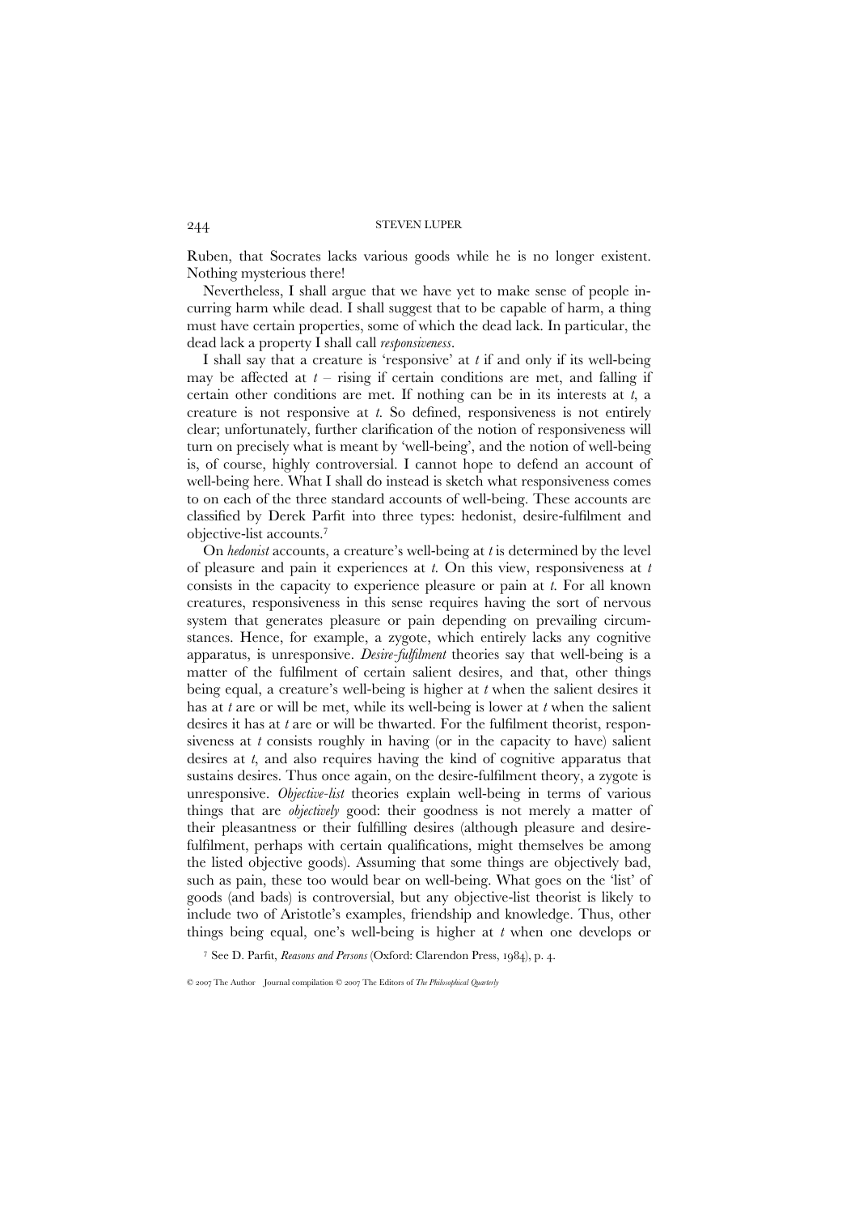Ruben, that Socrates lacks various goods while he is no longer existent. Nothing mysterious there!

Nevertheless, I shall argue that we have yet to make sense of people incurring harm while dead. I shall suggest that to be capable of harm, a thing must have certain properties, some of which the dead lack. In particular, the dead lack a property I shall call *responsiveness*.

I shall say that a creature is 'responsive' at *t* if and only if its well-being may be affected at *t* – rising if certain conditions are met, and falling if certain other conditions are met. If nothing can be in its interests at *t*, a creature is not responsive at *t*. So defined, responsiveness is not entirely clear; unfortunately, further clarification of the notion of responsiveness will turn on precisely what is meant by 'well-being', and the notion of well-being is, of course, highly controversial. I cannot hope to defend an account of well-being here. What I shall do instead is sketch what responsiveness comes to on each of the three standard accounts of well-being. These accounts are classified by Derek Parfit into three types: hedonist, desire-fulfilment and objective-list accounts.[7]

On *hedonist* accounts, a creature's well-being at *t* is determined by the level of pleasure and pain it experiences at *t*. On this view, responsiveness at *t* consists in the capacity to experience pleasure or pain at *t*. For all known creatures, responsiveness in this sense requires having the sort of nervous system that generates pleasure or pain depending on prevailing circumstances. Hence, for example, a zygote, which entirely lacks any cognitive apparatus, is unresponsive. *Desire-fulfilment* theories say that well-being is a matter of the fulfilment of certain salient desires, and that, other things being equal, a creature's well-being is higher at *t* when the salient desires it has at *t* are or will be met, while its well-being is lower at *t* when the salient desires it has at *t* are or will be thwarted. For the fulfilment theorist, responsiveness at *t* consists roughly in having (or in the capacity to have) salient desires at *t*, and also requires having the kind of cognitive apparatus that sustains desires. Thus once again, on the desire-fulfilment theory, a zygote is unresponsive. *Objective-list* theories explain well-being in terms of various things that are *objectively* good: their goodness is not merely a matter of their pleasantness or their fulfilling desires (although pleasure and desire-fulfilment, perhaps with certain qualifications, might themselves be among the listed objective goods). Assuming that some things are objectively bad, such as pain, these too would bear on well-being. What goes on the 'list' of goods (and bads) is controversial, but any objective-list theorist is likely to include two of Aristotle's examples, friendship and knowledge. Thus, other things being equal, one's well-being is higher at *t* when one develops or

[7] See D. Parfit, *Reasons and Persons* (Oxford: Clarendon Press, 1984), p. 4.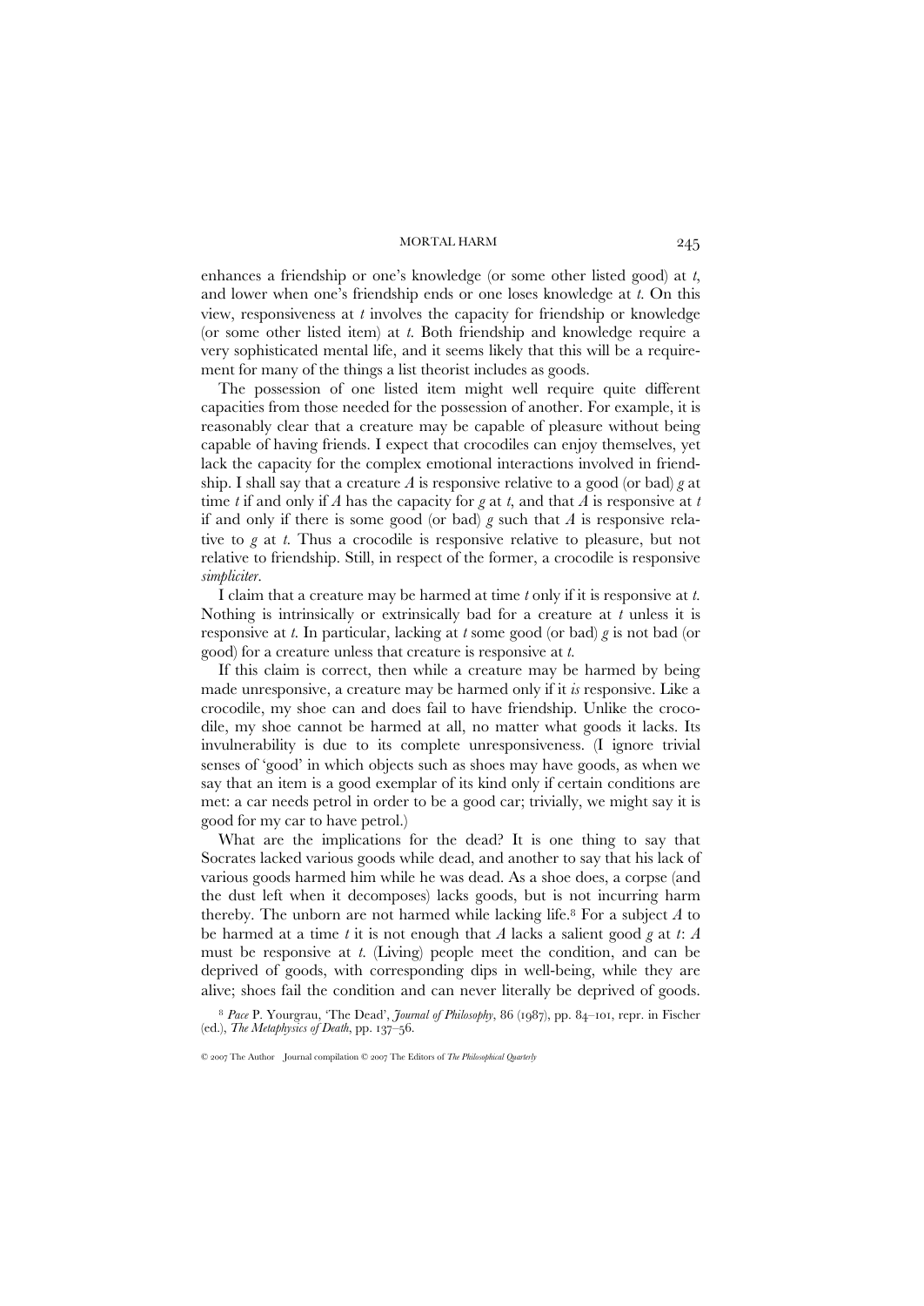enhances a friendship or one's knowledge (or some other listed good) at *t*, and lower when one's friendship ends or one loses knowledge at *t*. On this view, responsiveness at *t* involves the capacity for friendship or knowledge (or some other listed item) at *t*. Both friendship and knowledge require a very sophisticated mental life, and it seems likely that this will be a requirement for many of the things a list theorist includes as goods.

The possession of one listed item might well require quite different capacities from those needed for the possession of another. For example, it is reasonably clear that a creature may be capable of pleasure without being capable of having friends. I expect that crocodiles can enjoy themselves, yet lack the capacity for the complex emotional interactions involved in friendship. I shall say that a creature *A* is responsive relative to a good (or bad) *g* at time *t* if and only if *A* has the capacity for *g* at *t*, and that *A* is responsive at *t* if and only if there is some good (or bad) *g* such that *A* is responsive relative to *g* at *t*. Thus a crocodile is responsive relative to pleasure, but not relative to friendship. Still, in respect of the former, a crocodile is responsive *simpliciter*.

I claim that a creature may be harmed at time *t* only if it is responsive at *t*. Nothing is intrinsically or extrinsically bad for a creature at *t* unless it is responsive at *t*. In particular, lacking at *t* some good (or bad) *g* is not bad (or good) for a creature unless that creature is responsive at *t*.

If this claim is correct, then while a creature may be harmed by being made unresponsive, a creature may be harmed only if it *is* responsive. Like a crocodile, my shoe can and does fail to have friendship. Unlike the crocodile, my shoe cannot be harmed at all, no matter what goods it lacks. Its invulnerability is due to its complete unresponsiveness. (I ignore trivial senses of 'good' in which objects such as shoes may have goods, as when we say that an item is a good exemplar of its kind only if certain conditions are met: a car needs petrol in order to be a good car; trivially, we might say it is good for my car to have petrol.)

What are the implications for the dead? It is one thing to say that Socrates lacked various goods while dead, and another to say that his lack of various goods harmed him while he was dead. As a shoe does, a corpse (and the dust left when it decomposes) lacks goods, but is not incurring harm thereby. The unborn are not harmed while lacking life.[8] For a subject *A* to be harmed at a time *t* it is not enough that *A* lacks a salient good *g* at *t*: *A* must be responsive at *t*. (Living) people meet the condition, and can be deprived of goods, with corresponding dips in well-being, while they are alive; shoes fail the condition and can never literally be deprived of goods.

[8] *Pace* P. Yourgrau, 'The Dead', *Journal of Philosophy*, 86 (1987), pp. 84–101, repr. in Fischer (ed.), *The Metaphysics of Death*, pp. 137–56.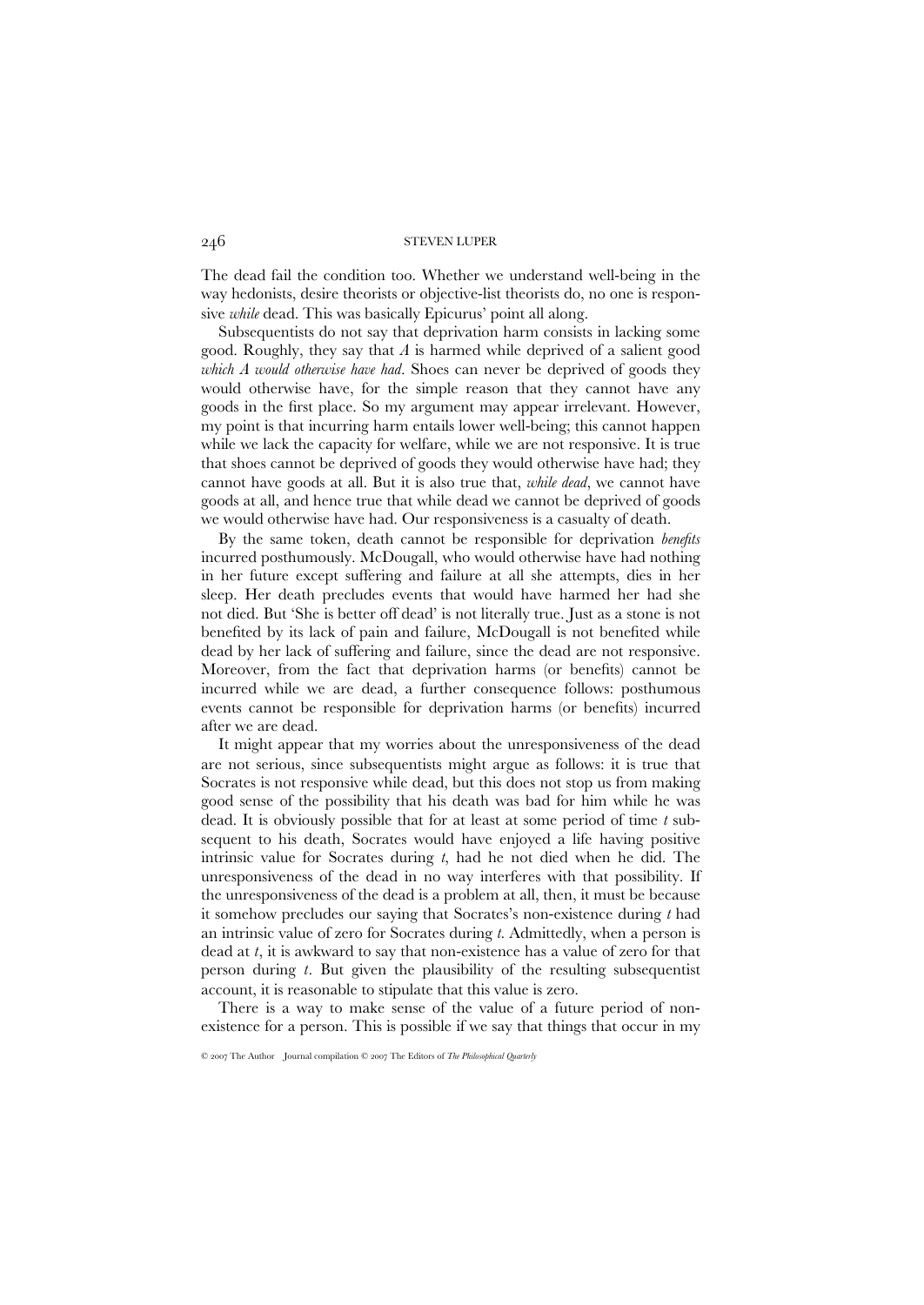The dead fail the condition too. Whether we understand well-being in the way hedonists, desire theorists or objective-list theorists do, no one is responsive *while* dead. This was basically Epicurus' point all along.

Subsequentists do not say that deprivation harm consists in lacking some good. Roughly, they say that *A* is harmed while deprived of a salient good *which A would otherwise have had*. Shoes can never be deprived of goods they would otherwise have, for the simple reason that they cannot have any goods in the first place. So my argument may appear irrelevant. However, my point is that incurring harm entails lower well-being; this cannot happen while we lack the capacity for welfare, while we are not responsive. It is true that shoes cannot be deprived of goods they would otherwise have had; they cannot have goods at all. But it is also true that, *while dead*, we cannot have goods at all, and hence true that while dead we cannot be deprived of goods we would otherwise have had. Our responsiveness is a casualty of death.

By the same token, death cannot be responsible for deprivation *benefits* incurred posthumously. McDougall, who would otherwise have had nothing in her future except suffering and failure at all she attempts, dies in her sleep. Her death precludes events that would have harmed her had she not died. But 'She is better off dead' is not literally true. Just as a stone is not benefited by its lack of pain and failure, McDougall is not benefited while dead by her lack of suffering and failure, since the dead are not responsive. Moreover, from the fact that deprivation harms (or benefits) cannot be incurred while we are dead, a further consequence follows: posthumous events cannot be responsible for deprivation harms (or benefits) incurred after we are dead.

It might appear that my worries about the unresponsiveness of the dead are not serious, since subsequentists might argue as follows: it is true that Socrates is not responsive while dead, but this does not stop us from making good sense of the possibility that his death was bad for him while he was dead. It is obviously possible that for at least at some period of time *t* subsequent to his death, Socrates would have enjoyed a life having positive intrinsic value for Socrates during *t*, had he not died when he did. The unresponsiveness of the dead in no way interferes with that possibility. If the unresponsiveness of the dead is a problem at all, then, it must be because it somehow precludes our saying that Socrates's non-existence during *t* had an intrinsic value of zero for Socrates during *t*. Admittedly, when a person is dead at *t*, it is awkward to say that non-existence has a value of zero for that person during *t*. But given the plausibility of the resulting subsequentist account, it is reasonable to stipulate that this value is zero.

There is a way to make sense of the value of a future period of non-existence for a person. This is possible if we say that things that occur in my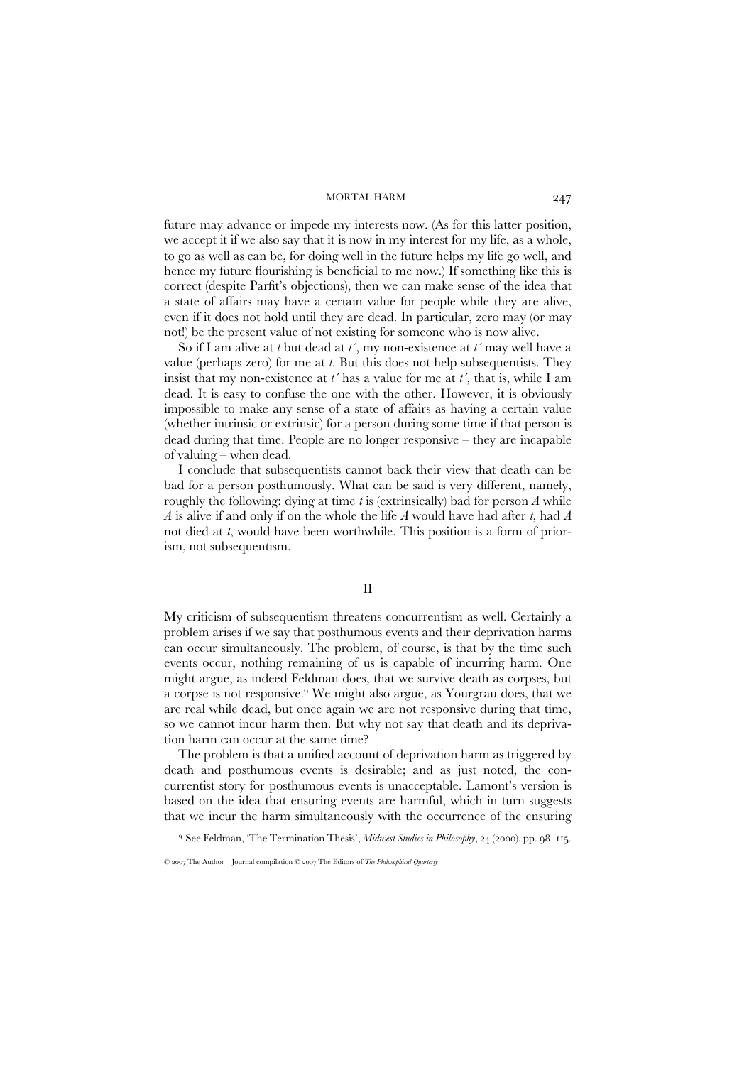future may advance or impede my interests now. (As for this latter position, we accept it if we also say that it is now in my interest for my life, as a whole, to go as well as can be, for doing well in the future helps my life go well, and hence my future flourishing is beneficial to me now.) If something like this is correct (despite Parfit's objections), then we can make sense of the idea that a state of affairs may have a certain value for people while they are alive, even if it does not hold until they are dead. In particular, zero may (or may not!) be the present value of not existing for someone who is now alive.

So if I am alive at *t* but dead at *t´*, my non-existence at *t´* may well have a value (perhaps zero) for me at *t*. But this does not help subsequentists. They insist that my non-existence at *t´* has a value for me at *t´*, that is, while I am dead. It is easy to confuse the one with the other. However, it is obviously impossible to make any sense of a state of affairs as having a certain value (whether intrinsic or extrinsic) for a person during some time if that person is dead during that time. People are no longer responsive – they are incapable of valuing – when dead.

I conclude that subsequentists cannot back their view that death can be bad for a person posthumously. What can be said is very different, namely, roughly the following: dying at time *t* is (extrinsically) bad for person *A* while *A* is alive if and only if on the whole the life *A* would have had after *t*, had *A* not died at *t*, would have been worthwhile. This position is a form of priorism, not subsequentism.

## II

My criticism of subsequentism threatens concurrentism as well. Certainly a problem arises if we say that posthumous events and their deprivation harms can occur simultaneously. The problem, of course, is that by the time such events occur, nothing remaining of us is capable of incurring harm. One might argue, as indeed Feldman does, that we survive death as corpses, but a corpse is not responsive.[9] We might also argue, as Yourgrau does, that we are real while dead, but once again we are not responsive during that time, so we cannot incur harm then. But why not say that death and its deprivation harm can occur at the same time?

The problem is that a unified account of deprivation harm as triggered by death and posthumous events is desirable; and as just noted, the concurrentist story for posthumous events is unacceptable. Lamont's version is based on the idea that ensuring events are harmful, which in turn suggests that we incur the harm simultaneously with the occurrence of the ensuring

[9] See Feldman, 'The Termination Thesis', *Midwest Studies in Philosophy*, 24 (2000), pp. 98–115.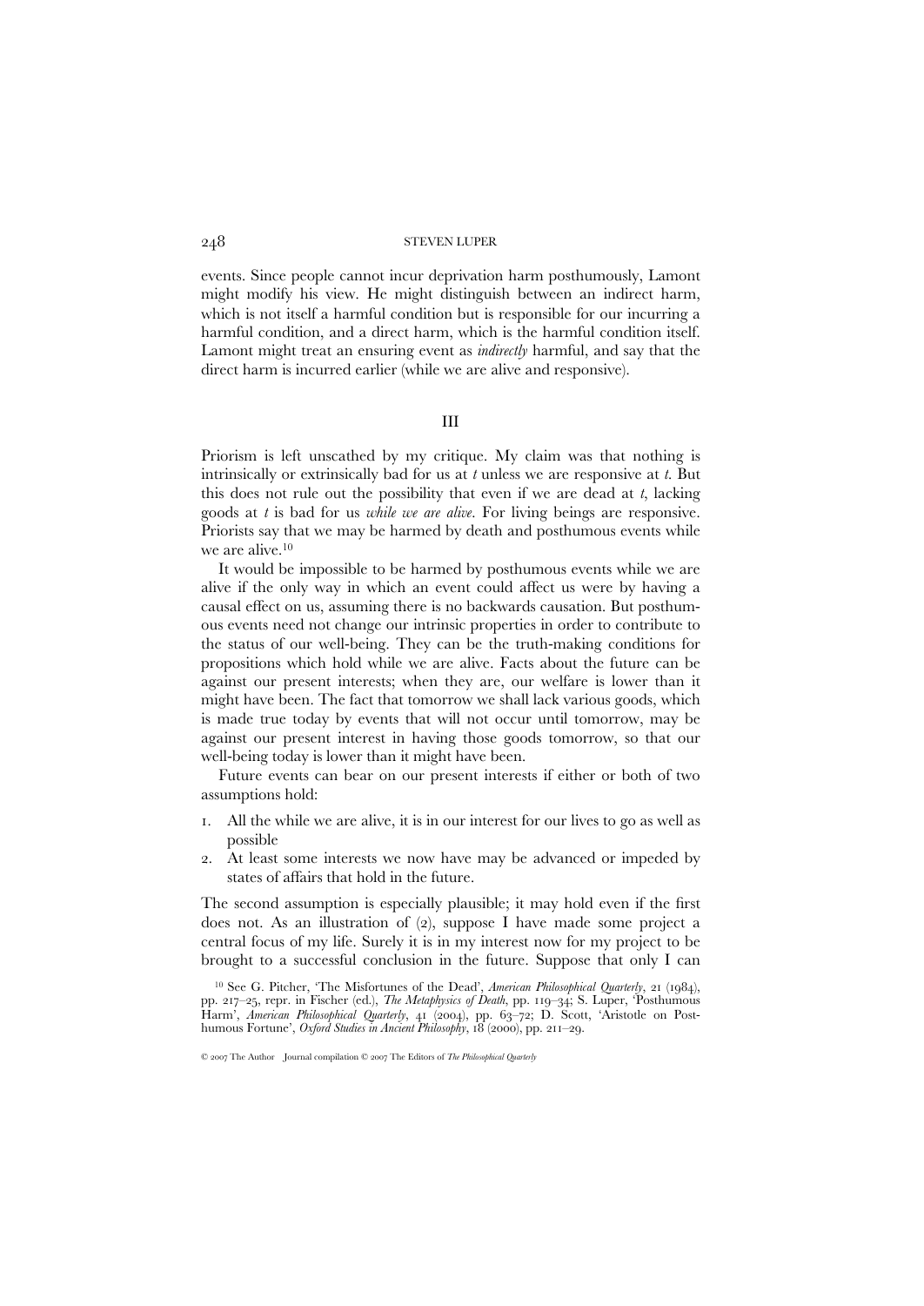events. Since people cannot incur deprivation harm posthumously, Lamont might modify his view. He might distinguish between an indirect harm, which is not itself a harmful condition but is responsible for our incurring a harmful condition, and a direct harm, which is the harmful condition itself. Lamont might treat an ensuring event as *indirectly* harmful, and say that the direct harm is incurred earlier (while we are alive and responsive).

## III

Priorism is left unscathed by my critique. My claim was that nothing is intrinsically or extrinsically bad for us at *t* unless we are responsive at *t*. But this does not rule out the possibility that even if we are dead at *t*, lacking goods at *t* is bad for us *while we are alive*. For living beings are responsive. Priorists say that we may be harmed by death and posthumous events while we are alive.[10]

It would be impossible to be harmed by posthumous events while we are alive if the only way in which an event could affect us were by having a causal effect on us, assuming there is no backwards causation. But posthumous events need not change our intrinsic properties in order to contribute to the status of our well-being. They can be the truth-making conditions for propositions which hold while we are alive. Facts about the future can be against our present interests; when they are, our welfare is lower than it might have been. The fact that tomorrow we shall lack various goods, which is made true today by events that will not occur until tomorrow, may be against our present interest in having those goods tomorrow, so that our well-being today is lower than it might have been.

Future events can bear on our present interests if either or both of two assumptions hold:

1. All the while we are alive, it is in our interest for our lives to go as well as possible
2. At least some interests we now have may be advanced or impeded by states of affairs that hold in the future.

The second assumption is especially plausible; it may hold even if the first does not. As an illustration of (2), suppose I have made some project a central focus of my life. Surely it is in my interest now for my project to be brought to a successful conclusion in the future. Suppose that only I can

[10] See G. Pitcher, 'The Misfortunes of the Dead', *American Philosophical Quarterly*, 21 (1984), pp. 217–25, repr. in Fischer (ed.), *The Metaphysics of Death*, pp. 119–34; S. Luper, 'Posthumous Harm', *American Philosophical Quarterly*, 41 (2004), pp. 63–72; D. Scott, 'Aristotle on Posthumous Fortune', *Oxford Studies in Ancient Philosophy*, 18 (2000), pp. 211–29.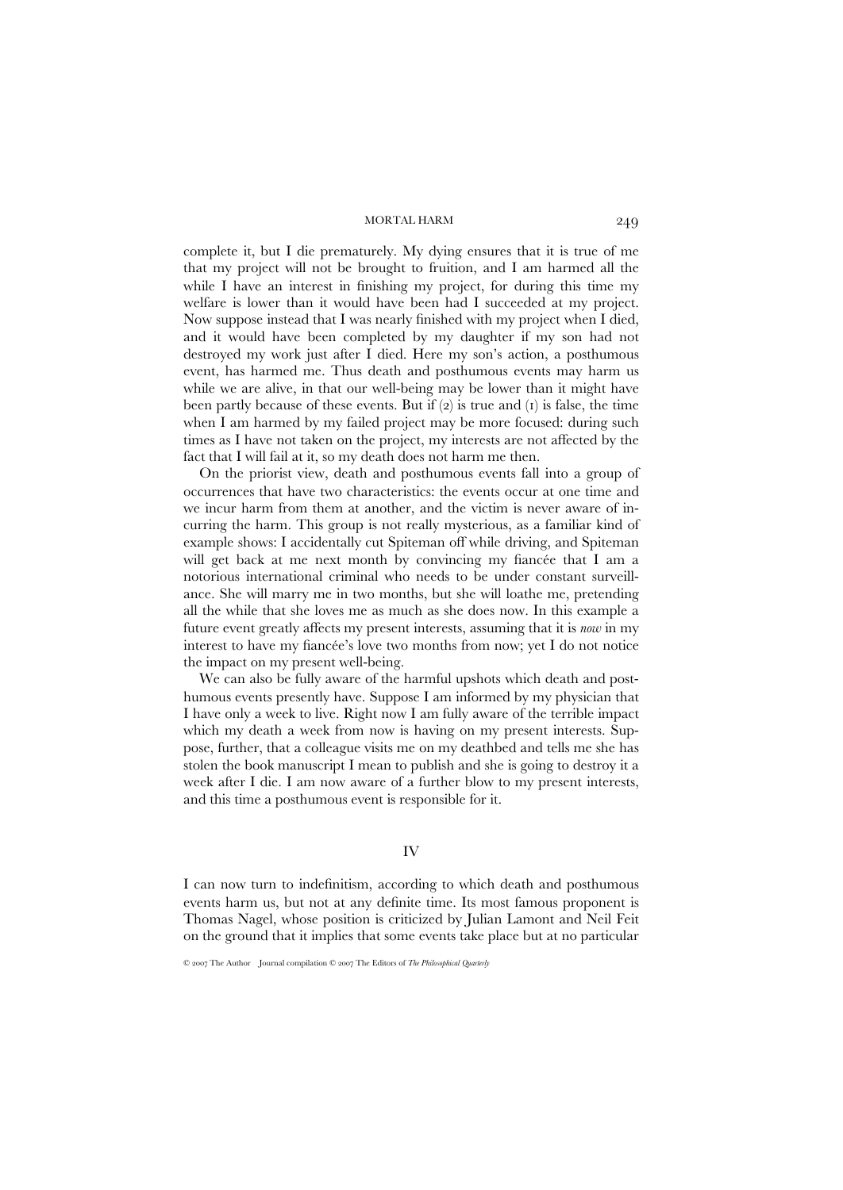complete it, but I die prematurely. My dying ensures that it is true of me that my project will not be brought to fruition, and I am harmed all the while I have an interest in finishing my project, for during this time my welfare is lower than it would have been had I succeeded at my project. Now suppose instead that I was nearly finished with my project when I died, and it would have been completed by my daughter if my son had not destroyed my work just after I died. Here my son's action, a posthumous event, has harmed me. Thus death and posthumous events may harm us while we are alive, in that our well-being may be lower than it might have been partly because of these events. But if (2) is true and (1) is false, the time when I am harmed by my failed project may be more focused: during such times as I have not taken on the project, my interests are not affected by the fact that I will fail at it, so my death does not harm me then.

On the priorist view, death and posthumous events fall into a group of occurrences that have two characteristics: the events occur at one time and we incur harm from them at another, and the victim is never aware of incurring the harm. This group is not really mysterious, as a familiar kind of example shows: I accidentally cut Spiteman off while driving, and Spiteman will get back at me next month by convincing my fiancée that I am a notorious international criminal who needs to be under constant surveillance. She will marry me in two months, but she will loathe me, pretending all the while that she loves me as much as she does now. In this example a future event greatly affects my present interests, assuming that it is *now* in my interest to have my fiancée's love two months from now; yet I do not notice the impact on my present well-being.

We can also be fully aware of the harmful upshots which death and posthumous events presently have. Suppose I am informed by my physician that I have only a week to live. Right now I am fully aware of the terrible impact which my death a week from now is having on my present interests. Suppose, further, that a colleague visits me on my deathbed and tells me she has stolen the book manuscript I mean to publish and she is going to destroy it a week after I die. I am now aware of a further blow to my present interests, and this time a posthumous event is responsible for it.

## IV

I can now turn to indefinitism, according to which death and posthumous events harm us, but not at any definite time. Its most famous proponent is Thomas Nagel, whose position is criticized by Julian Lamont and Neil Feit on the ground that it implies that some events take place but at no particular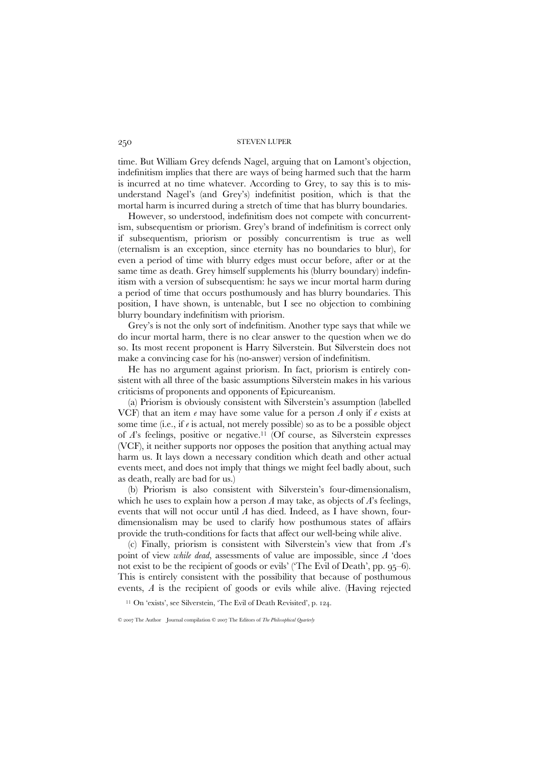time. But William Grey defends Nagel, arguing that on Lamont's objection, indefinitism implies that there are ways of being harmed such that the harm is incurred at no time whatever. According to Grey, to say this is to misunderstand Nagel's (and Grey's) indefinitist position, which is that the mortal harm is incurred during a stretch of time that has blurry boundaries.

However, so understood, indefinitism does not compete with concurrentism, subsequentism or priorism. Grey's brand of indefinitism is correct only if subsequentism, priorism or possibly concurrentism is true as well (eternalism is an exception, since eternity has no boundaries to blur), for even a period of time with blurry edges must occur before, after or at the same time as death. Grey himself supplements his (blurry boundary) indefinitism with a version of subsequentism: he says we incur mortal harm during a period of time that occurs posthumously and has blurry boundaries. This position, I have shown, is untenable, but I see no objection to combining blurry boundary indefinitism with priorism.

Grey's is not the only sort of indefinitism. Another type says that while we do incur mortal harm, there is no clear answer to the question when we do so. Its most recent proponent is Harry Silverstein. But Silverstein does not make a convincing case for his (no-answer) version of indefinitism.

He has no argument against priorism. In fact, priorism is entirely consistent with all three of the basic assumptions Silverstein makes in his various criticisms of proponents and opponents of Epicureanism.

(a) Priorism is obviously consistent with Silverstein's assumption (labelled VCF) that an item *e* may have some value for a person *A* only if *e* exists at some time (i.e., if *e* is actual, not merely possible) so as to be a possible object of *A*'s feelings, positive or negative.[11] (Of course, as Silverstein expresses (VCF), it neither supports nor opposes the position that anything actual may harm us. It lays down a necessary condition which death and other actual events meet, and does not imply that things we might feel badly about, such as death, really are bad for us.)

(b) Priorism is also consistent with Silverstein's four-dimensionalism, which he uses to explain how a person *A* may take, as objects of *A*'s feelings, events that will not occur until *A* has died. Indeed, as I have shown, four-dimensionalism may be used to clarify how posthumous states of affairs provide the truth-conditions for facts that affect our well-being while alive.

(c) Finally, priorism is consistent with Silverstein's view that from *A*'s point of view *while dead*, assessments of value are impossible, since *A* 'does not exist to be the recipient of goods or evils' ('The Evil of Death', pp. 95–6). This is entirely consistent with the possibility that because of posthumous events, *A* is the recipient of goods or evils while alive. (Having rejected

[11] On 'exists', see Silverstein, 'The Evil of Death Revisited', p. 124.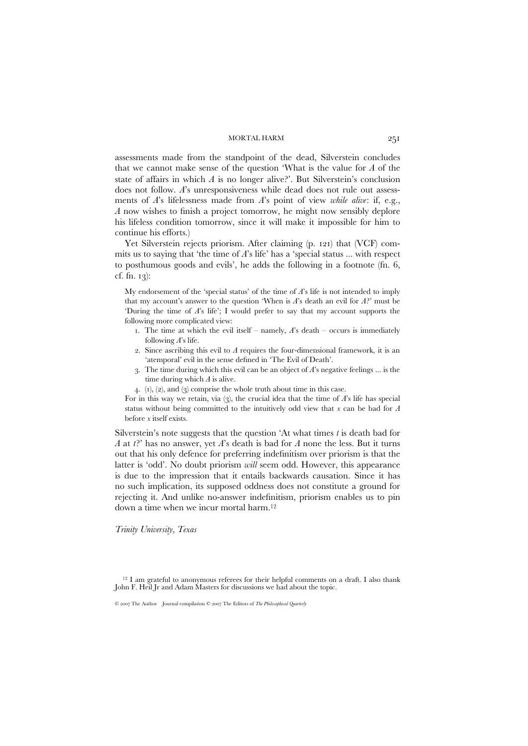assessments made from the standpoint of the dead, Silverstein concludes that we cannot make sense of the question 'What is the value for *A* of the state of affairs in which *A* is no longer alive?'. But Silverstein's conclusion does not follow. *A*'s unresponsiveness while dead does not rule out assessments of *A*'s lifelessness made from *A*'s point of view *while alive*: if, e.g., *A* now wishes to finish a project tomorrow, he might now sensibly deplore his lifeless condition tomorrow, since it will make it impossible for him to continue his efforts.)

Yet Silverstein rejects priorism. After claiming (p. 121) that (VCF) commits us to saying that 'the time of *A*'s life' has a 'special status ... with respect to posthumous goods and evils', he adds the following in a footnote (fn. 6, cf. fn. 13):

> My endorsement of the 'special status' of the time of *A*'s life is not intended to imply that my account's answer to the question 'When is *A*'s death an evil for *A*?' must be 'During the time of *A*'s life'; I would prefer to say that my account supports the following more complicated view:
>
> 1. The time at which the evil itself – namely, *A*'s death – occurs is immediately following *A*'s life.
> 2. Since ascribing this evil to *A* requires the four-dimensional framework, it is an 'atemporal' evil in the sense defined in 'The Evil of Death'.
> 3. The time during which this evil can be an object of *A*'s negative feelings ... is the time during which *A* is alive.
> 4. (1), (2), and (3) comprise the whole truth about time in this case.
>
> For in this way we retain, via (3), the crucial idea that the time of *A*'s life has special status without being committed to the intuitively odd view that *x* can be bad for *A* before *x* itself exists.

Silverstein's note suggests that the question 'At what times *t* is death bad for *A* at *t*?' has no answer, yet *A*'s death is bad for *A* none the less. But it turns out that his only defence for preferring indefinitism over priorism is that the latter is 'odd'. No doubt priorism *will* seem odd. However, this appearance is due to the impression that it entails backwards causation. Since it has no such implication, its supposed oddness does not constitute a ground for rejecting it. And unlike no-answer indefinitism, priorism enables us to pin down a time when we incur mortal harm.[12]

*Trinity University, Texas*

[12] I am grateful to anonymous referees for their helpful comments on a draft. I also thank John F. Heil Jr and Adam Masters for discussions we had about the topic.